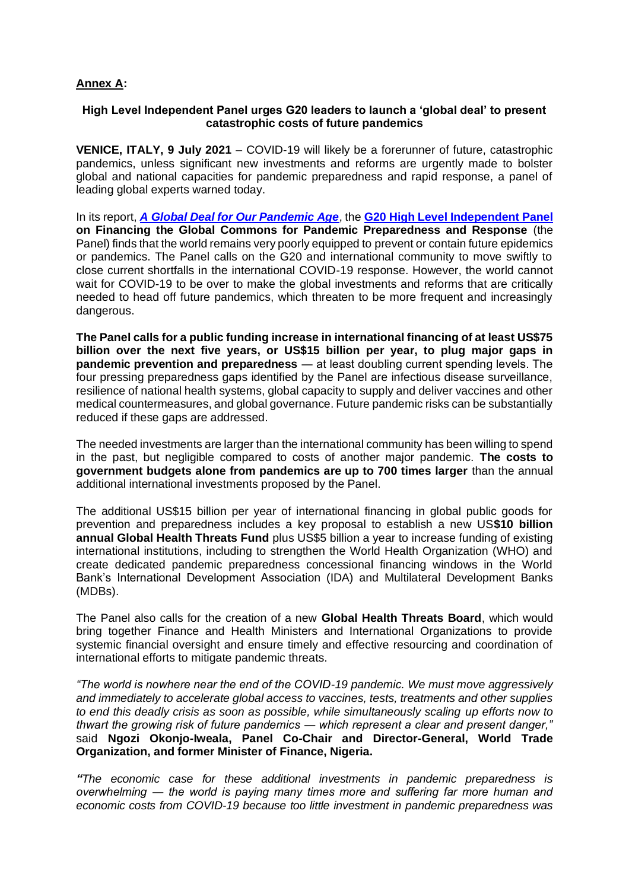**Annex A:**

**High Level Independent Panel urges G20 leaders to launch a 'global deal' to present catastrophic costs of future pandemics**

**VENICE, ITALY, 9 July 2021** – COVID-19 will likely be a forerunner of future, catastrophic pandemics, unless significant new investments and reforms are urgently made to bolster global and national capacities for pandemic preparedness and rapid response, a panel of leading global experts warned today.

In its report, ***A Global Deal for Our Pandemic Age***, the **G20 High Level Independent Panel on Financing the Global Commons for Pandemic Preparedness and Response** (the Panel) finds that the world remains very poorly equipped to prevent or contain future epidemics or pandemics. The Panel calls on the G20 and international community to move swiftly to close current shortfalls in the international COVID-19 response. However, the world cannot wait for COVID-19 to be over to make the global investments and reforms that are critically needed to head off future pandemics, which threaten to be more frequent and increasingly dangerous.

**The Panel calls for a public funding increase in international financing of at least US$75 billion over the next five years, or US$15 billion per year, to plug major gaps in pandemic prevention and preparedness** — at least doubling current spending levels. The four pressing preparedness gaps identified by the Panel are infectious disease surveillance, resilience of national health systems, global capacity to supply and deliver vaccines and other medical countermeasures, and global governance. Future pandemic risks can be substantially reduced if these gaps are addressed.

The needed investments are larger than the international community has been willing to spend in the past, but negligible compared to costs of another major pandemic. **The costs to government budgets alone from pandemics are up to 700 times larger** than the annual additional international investments proposed by the Panel.

The additional US$15 billion per year of international financing in global public goods for prevention and preparedness includes a key proposal to establish a new US**$10 billion annual Global Health Threats Fund** plus US$5 billion a year to increase funding of existing international institutions, including to strengthen the World Health Organization (WHO) and create dedicated pandemic preparedness concessional financing windows in the World Bank's International Development Association (IDA) and Multilateral Development Banks (MDBs).

The Panel also calls for the creation of a new **Global Health Threats Board**, which would bring together Finance and Health Ministers and International Organizations to provide systemic financial oversight and ensure timely and effective resourcing and coordination of international efforts to mitigate pandemic threats.

*"The world is nowhere near the end of the COVID-19 pandemic. We must move aggressively and immediately to accelerate global access to vaccines, tests, treatments and other supplies to end this deadly crisis as soon as possible, while simultaneously scaling up efforts now to thwart the growing risk of future pandemics — which represent a clear and present danger,"* said **Ngozi Okonjo-Iweala, Panel Co-Chair and Director-General, World Trade Organization, and former Minister of Finance, Nigeria.**

*"The economic case for these additional investments in pandemic preparedness is overwhelming — the world is paying many times more and suffering far more human and economic costs from COVID-19 because too little investment in pandemic preparedness was*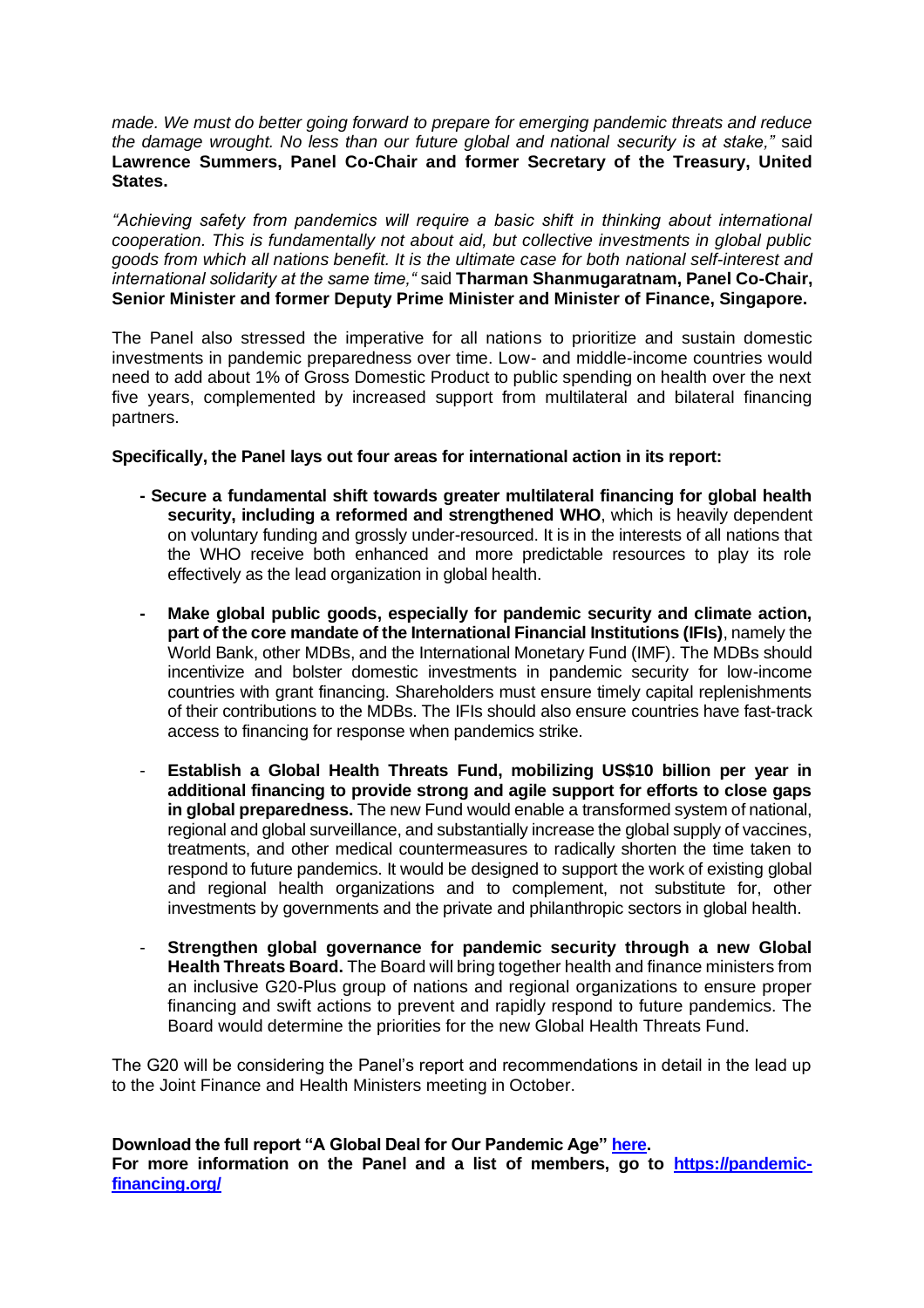*made. We must do better going forward to prepare for emerging pandemic threats and reduce the damage wrought. No less than our future global and national security is at stake,"* said **Lawrence Summers, Panel Co-Chair and former Secretary of the Treasury, United States.**

*"Achieving safety from pandemics will require a basic shift in thinking about international cooperation. This is fundamentally not about aid, but collective investments in global public goods from which all nations benefit. It is the ultimate case for both national self-interest and international solidarity at the same time,"* said **Tharman Shanmugaratnam, Panel Co-Chair, Senior Minister and former Deputy Prime Minister and Minister of Finance, Singapore.**

The Panel also stressed the imperative for all nations to prioritize and sustain domestic investments in pandemic preparedness over time. Low- and middle-income countries would need to add about 1% of Gross Domestic Product to public spending on health over the next five years, complemented by increased support from multilateral and bilateral financing partners.

**Specifically, the Panel lays out four areas for international action in its report:**

- **Secure a fundamental shift towards greater multilateral financing for global health security, including a reformed and strengthened WHO**, which is heavily dependent on voluntary funding and grossly under-resourced. It is in the interests of all nations that the WHO receive both enhanced and more predictable resources to play its role effectively as the lead organization in global health.
- **Make global public goods, especially for pandemic security and climate action, part of the core mandate of the International Financial Institutions (IFIs)**, namely the World Bank, other MDBs, and the International Monetary Fund (IMF). The MDBs should incentivize and bolster domestic investments in pandemic security for low-income countries with grant financing. Shareholders must ensure timely capital replenishments of their contributions to the MDBs. The IFIs should also ensure countries have fast-track access to financing for response when pandemics strike.
- **Establish a Global Health Threats Fund, mobilizing US$10 billion per year in additional financing to provide strong and agile support for efforts to close gaps in global preparedness.** The new Fund would enable a transformed system of national, regional and global surveillance, and substantially increase the global supply of vaccines, treatments, and other medical countermeasures to radically shorten the time taken to respond to future pandemics. It would be designed to support the work of existing global and regional health organizations and to complement, not substitute for, other investments by governments and the private and philanthropic sectors in global health.
- **Strengthen global governance for pandemic security through a new Global Health Threats Board.** The Board will bring together health and finance ministers from an inclusive G20-Plus group of nations and regional organizations to ensure proper financing and swift actions to prevent and rapidly respond to future pandemics. The Board would determine the priorities for the new Global Health Threats Fund.

The G20 will be considering the Panel's report and recommendations in detail in the lead up to the Joint Finance and Health Ministers meeting in October.

**Download the full report "A Global Deal for Our Pandemic Age" here.**
**For more information on the Panel and a list of members, go to https://pandemic-financing.org/**